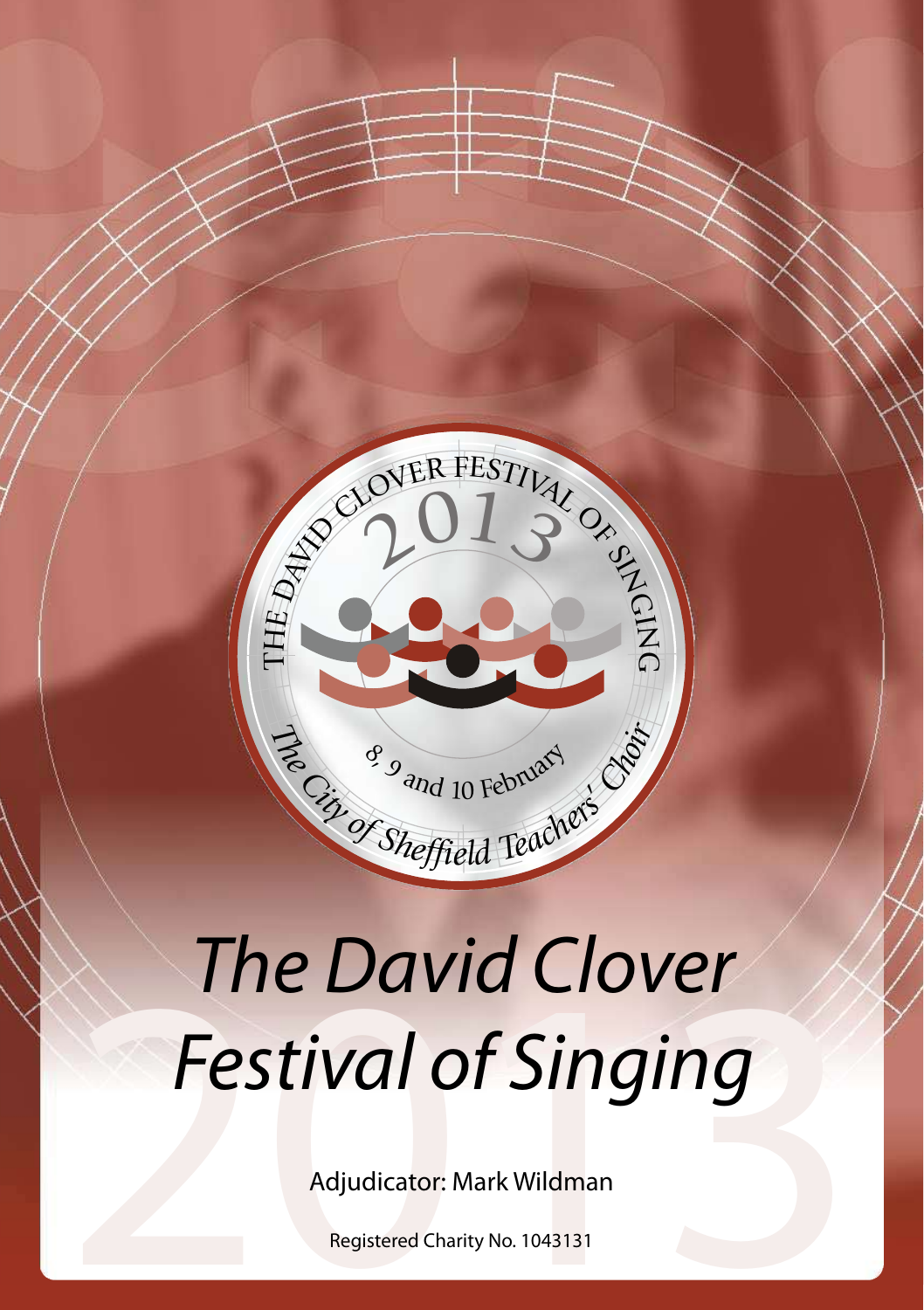THE DAVID CLOVER FESTIVAL OF SINGING

2013

8, 9 and 10 February

*The City of Sheffield Teachers' Choir*

# *The David Clover Festival of Singing*

Adjudicator: Mark Wildman

Registered Charity No. 1043131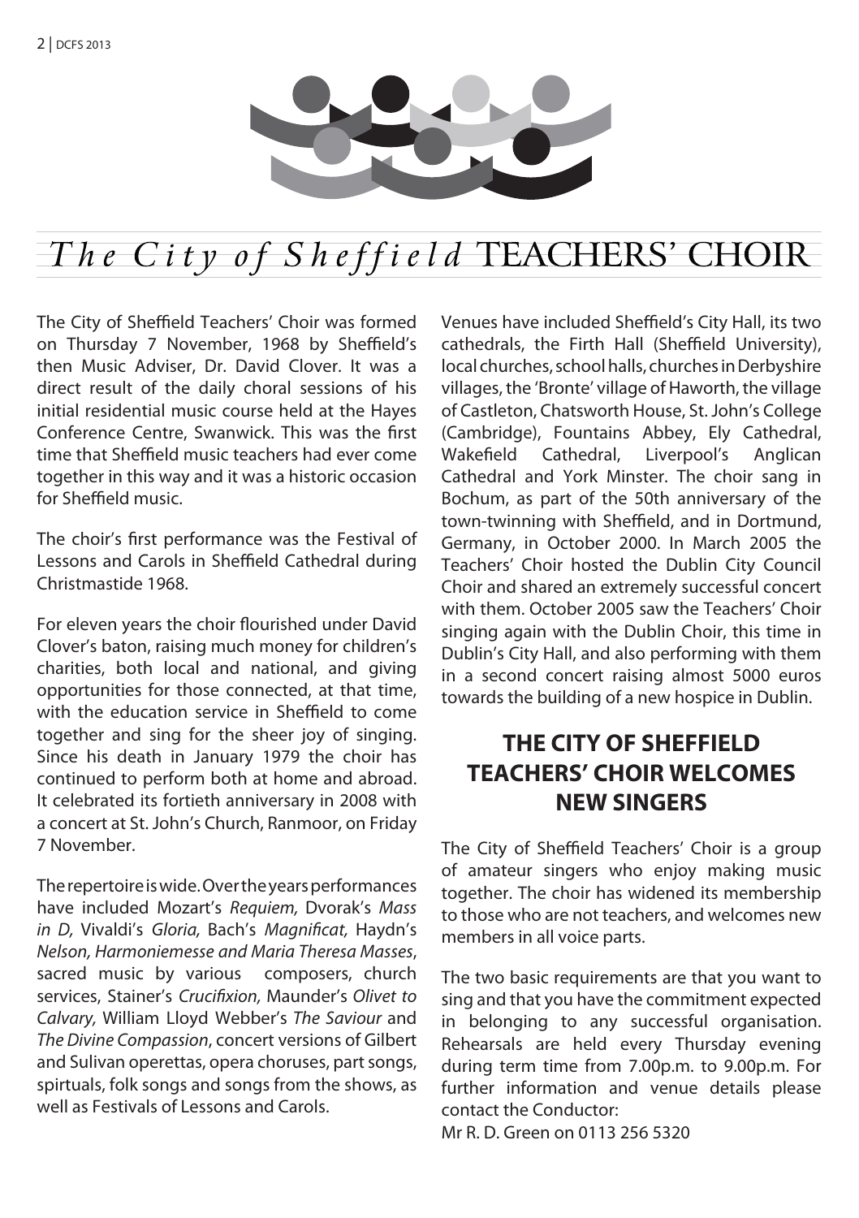# *The City of Sheffield* TEACHERS' CHOIR

The City of Sheffield Teachers' Choir was formed on Thursday 7 November, 1968 by Sheffield's then Music Adviser, Dr. David Clover. It was a direct result of the daily choral sessions of his initial residential music course held at the Hayes Conference Centre, Swanwick. This was the first time that Sheffield music teachers had ever come together in this way and it was a historic occasion for Sheffield music.

The choir's first performance was the Festival of Lessons and Carols in Sheffield Cathedral during Christmastide 1968.

For eleven years the choir flourished under David Clover's baton, raising much money for children's charities, both local and national, and giving opportunities for those connected, at that time, with the education service in Sheffield to come together and sing for the sheer joy of singing. Since his death in January 1979 the choir has continued to perform both at home and abroad. It celebrated its fortieth anniversary in 2008 with a concert at St. John's Church, Ranmoor, on Friday 7 November.

The repertoire is wide. Over the years performances have included Mozart's *Requiem,* Dvorak's *Mass in D,* Vivaldi's *Gloria,* Bach's *Magnificat,* Haydn's *Nelson, Harmoniemesse and Maria Theresa Masses*, sacred music by various composers, church services, Stainer's *Crucifixion,* Maunder's *Olivet to Calvary,* William Lloyd Webber's *The Saviour* and *The Divine Compassion*, concert versions of Gilbert and Sulivan operettas, opera choruses, part songs, spirituals, folk songs and songs from the shows, as well as Festivals of Lessons and Carols.

Venues have included Sheffield's City Hall, its two cathedrals, the Firth Hall (Sheffield University), local churches, school halls, churches in Derbyshire villages, the 'Bronte' village of Haworth, the village of Castleton, Chatsworth House, St. John's College (Cambridge), Fountains Abbey, Ely Cathedral, Wakefield Cathedral, Liverpool's Anglican Cathedral and York Minster. The choir sang in Bochum, as part of the 50th anniversary of the town-twinning with Sheffield, and in Dortmund, Germany, in October 2000. In March 2005 the Teachers' Choir hosted the Dublin City Council Choir and shared an extremely successful concert with them. October 2005 saw the Teachers' Choir singing again with the Dublin Choir, this time in Dublin's City Hall, and also performing with them in a second concert raising almost 5000 euros towards the building of a new hospice in Dublin.

## THE CITY OF SHEFFIELD TEACHERS' CHOIR WELCOMES NEW SINGERS

The City of Sheffield Teachers' Choir is a group of amateur singers who enjoy making music together. The choir has widened its membership to those who are not teachers, and welcomes new members in all voice parts.

The two basic requirements are that you want to sing and that you have the commitment expected in belonging to any successful organisation. Rehearsals are held every Thursday evening during term time from 7.00p.m. to 9.00p.m. For further information and venue details please contact the Conductor:
Mr R. D. Green on 0113 256 5320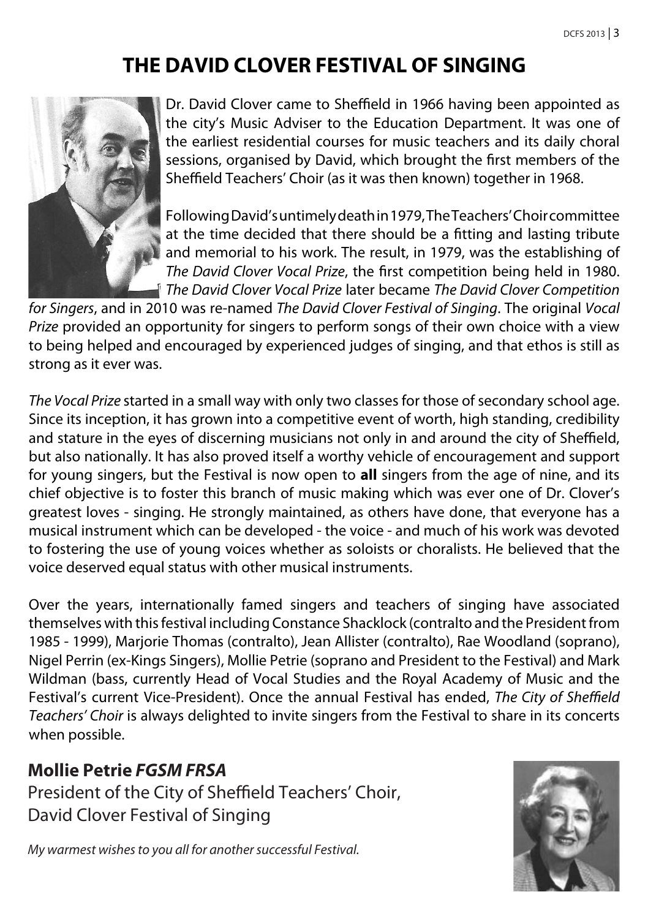# THE DAVID CLOVER FESTIVAL OF SINGING

Dr. David Clover came to Sheffield in 1966 having been appointed as the city's Music Adviser to the Education Department. It was one of the earliest residential courses for music teachers and its daily choral sessions, organised by David, which brought the first members of the Sheffield Teachers' Choir (as it was then known) together in 1968.

Following David's untimely death in 1979, The Teachers' Choir committee at the time decided that there should be a fitting and lasting tribute and memorial to his work. The result, in 1979, was the establishing of *The David Clover Vocal Prize*, the first competition being held in 1980. *The David Clover Vocal Prize* later became *The David Clover Competition for Singers*, and in 2010 was re-named *The David Clover Festival of Singing*. The original *Vocal Prize* provided an opportunity for singers to perform songs of their own choice with a view to being helped and encouraged by experienced judges of singing, and that ethos is still as strong as it ever was.

*The Vocal Prize* started in a small way with only two classes for those of secondary school age. Since its inception, it has grown into a competitive event of worth, high standing, credibility and stature in the eyes of discerning musicians not only in and around the city of Sheffield, but also nationally. It has also proved itself a worthy vehicle of encouragement and support for young singers, but the Festival is now open to **all** singers from the age of nine, and its chief objective is to foster this branch of music making which was ever one of Dr. Clover's greatest loves - singing. He strongly maintained, as others have done, that everyone has a musical instrument which can be developed - the voice - and much of his work was devoted to fostering the use of young voices whether as soloists or choralists. He believed that the voice deserved equal status with other musical instruments.

Over the years, internationally famed singers and teachers of singing have associated themselves with this festival including Constance Shacklock (contralto and the President from 1985 - 1999), Marjorie Thomas (contralto), Jean Allister (contralto), Rae Woodland (soprano), Nigel Perrin (ex-Kings Singers), Mollie Petrie (soprano and President to the Festival) and Mark Wildman (bass, currently Head of Vocal Studies and the Royal Academy of Music and the Festival's current Vice-President). Once the annual Festival has ended, *The City of Sheffield Teachers' Choir* is always delighted to invite singers from the Festival to share in its concerts when possible.

## Mollie Petrie *FGSM FRSA*

President of the City of Sheffield Teachers' Choir,
David Clover Festival of Singing

*My warmest wishes to you all for another successful Festival.*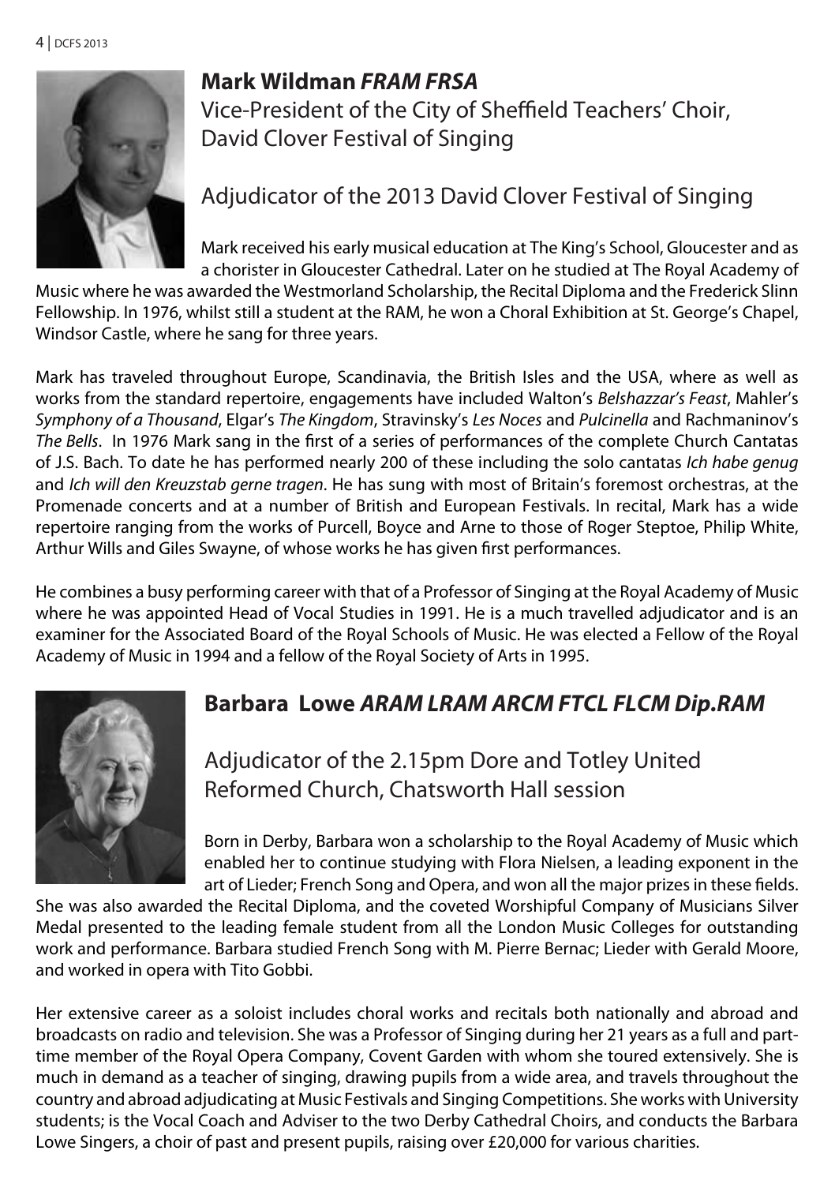## Mark Wildman *FRAM FRSA*

Vice-President of the City of Sheffield Teachers' Choir, David Clover Festival of Singing

### Adjudicator of the 2013 David Clover Festival of Singing

Mark received his early musical education at The King's School, Gloucester and as a chorister in Gloucester Cathedral. Later on he studied at The Royal Academy of Music where he was awarded the Westmorland Scholarship, the Recital Diploma and the Frederick Slinn Fellowship. In 1976, whilst still a student at the RAM, he won a Choral Exhibition at St. George's Chapel, Windsor Castle, where he sang for three years.

Mark has traveled throughout Europe, Scandinavia, the British Isles and the USA, where as well as works from the standard repertoire, engagements have included Walton's *Belshazzar's Feast*, Mahler's *Symphony of a Thousand*, Elgar's *The Kingdom*, Stravinsky's *Les Noces* and *Pulcinella* and Rachmaninov's *The Bells*. In 1976 Mark sang in the first of a series of performances of the complete Church Cantatas of J.S. Bach. To date he has performed nearly 200 of these including the solo cantatas *Ich habe genug* and *Ich will den Kreuzstab gerne tragen*. He has sung with most of Britain's foremost orchestras, at the Promenade concerts and at a number of British and European Festivals. In recital, Mark has a wide repertoire ranging from the works of Purcell, Boyce and Arne to those of Roger Steptoe, Philip White, Arthur Wills and Giles Swayne, of whose works he has given first performances.

He combines a busy performing career with that of a Professor of Singing at the Royal Academy of Music where he was appointed Head of Vocal Studies in 1991. He is a much travelled adjudicator and is an examiner for the Associated Board of the Royal Schools of Music. He was elected a Fellow of the Royal Academy of Music in 1994 and a fellow of the Royal Society of Arts in 1995.

## Barbara Lowe *ARAM LRAM ARCM FTCL FLCM Dip.RAM*

### Adjudicator of the 2.15pm Dore and Totley United Reformed Church, Chatsworth Hall session

Born in Derby, Barbara won a scholarship to the Royal Academy of Music which enabled her to continue studying with Flora Nielsen, a leading exponent in the art of Lieder; French Song and Opera, and won all the major prizes in these fields. She was also awarded the Recital Diploma, and the coveted Worshipful Company of Musicians Silver Medal presented to the leading female student from all the London Music Colleges for outstanding work and performance. Barbara studied French Song with M. Pierre Bernac; Lieder with Gerald Moore, and worked in opera with Tito Gobbi.

Her extensive career as a soloist includes choral works and recitals both nationally and abroad and broadcasts on radio and television. She was a Professor of Singing during her 21 years as a full and part-time member of the Royal Opera Company, Covent Garden with whom she toured extensively. She is much in demand as a teacher of singing, drawing pupils from a wide area, and travels throughout the country and abroad adjudicating at Music Festivals and Singing Competitions. She works with University students; is the Vocal Coach and Adviser to the two Derby Cathedral Choirs, and conducts the Barbara Lowe Singers, a choir of past and present pupils, raising over £20,000 for various charities.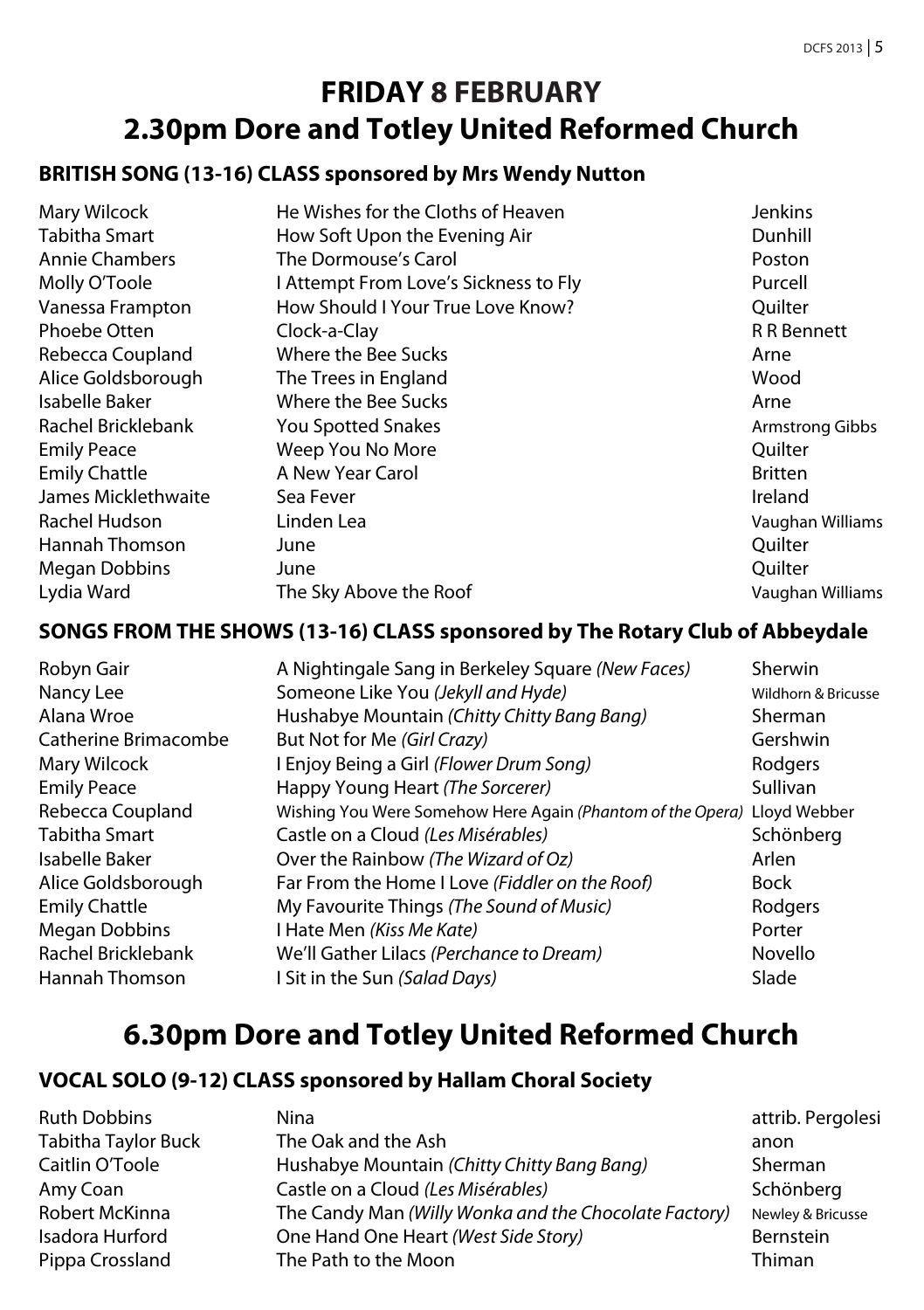# FRIDAY 8 FEBRUARY

# 2.30pm Dore and Totley United Reformed Church

### BRITISH SONG (13-16) CLASS sponsored by Mrs Wendy Nutton

| | | |
|---|---|---|
| Mary Wilcock | He Wishes for the Cloths of Heaven | Jenkins |
| Tabitha Smart | How Soft Upon the Evening Air | Dunhill |
| Annie Chambers | The Dormouse's Carol | Poston |
| Molly O'Toole | I Attempt From Love's Sickness to Fly | Purcell |
| Vanessa Frampton | How Should I Your True Love Know? | Quilter |
| Phoebe Otten | Clock-a-Clay | R R Bennett |
| Rebecca Coupland | Where the Bee Sucks | Arne |
| Alice Goldsborough | The Trees in England | Wood |
| Isabelle Baker | Where the Bee Sucks | Arne |
| Rachel Bricklebank | You Spotted Snakes | Armstrong Gibbs |
| Emily Peace | Weep You No More | Quilter |
| Emily Chattle | A New Year Carol | Britten |
| James Micklethwaite | Sea Fever | Ireland |
| Rachel Hudson | Linden Lea | Vaughan Williams |
| Hannah Thomson | June | Quilter |
| Megan Dobbins | June | Quilter |
| Lydia Ward | The Sky Above the Roof | Vaughan Williams |

### SONGS FROM THE SHOWS (13-16) CLASS sponsored by The Rotary Club of Abbeydale

| | | |
|---|---|---|
| Robyn Gair | A Nightingale Sang in Berkeley Square *(New Faces)* | Sherwin |
| Nancy Lee | Someone Like You *(Jekyll and Hyde)* | Wildhorn & Bricusse |
| Alana Wroe | Hushabye Mountain *(Chitty Chitty Bang Bang)* | Sherman |
| Catherine Brimacombe | But Not for Me *(Girl Crazy)* | Gershwin |
| Mary Wilcock | I Enjoy Being a Girl *(Flower Drum Song)* | Rodgers |
| Emily Peace | Happy Young Heart *(The Sorcerer)* | Sullivan |
| Rebecca Coupland | Wishing You Were Somehow Here Again *(Phantom of the Opera)* | Lloyd Webber |
| Tabitha Smart | Castle on a Cloud *(Les Misérables)* | Schönberg |
| Isabelle Baker | Over the Rainbow *(The Wizard of Oz)* | Arlen |
| Alice Goldsborough | Far From the Home I Love *(Fiddler on the Roof)* | Bock |
| Emily Chattle | My Favourite Things *(The Sound of Music)* | Rodgers |
| Megan Dobbins | I Hate Men *(Kiss Me Kate)* | Porter |
| Rachel Bricklebank | We'll Gather Lilacs *(Perchance to Dream)* | Novello |
| Hannah Thomson | I Sit in the Sun *(Salad Days)* | Slade |

# 6.30pm Dore and Totley United Reformed Church

### VOCAL SOLO (9-12) CLASS sponsored by Hallam Choral Society

| | | |
|---|---|---|
| Ruth Dobbins | Nina | attrib. Pergolesi |
| Tabitha Taylor Buck | The Oak and the Ash | anon |
| Caitlin O'Toole | Hushabye Mountain *(Chitty Chitty Bang Bang)* | Sherman |
| Amy Coan | Castle on a Cloud *(Les Misérables)* | Schönberg |
| Robert McKinna | The Candy Man *(Willy Wonka and the Chocolate Factory)* | Newley & Bricusse |
| Isadora Hurford | One Hand One Heart *(West Side Story)* | Bernstein |
| Pippa Crossland | The Path to the Moon | Thiman |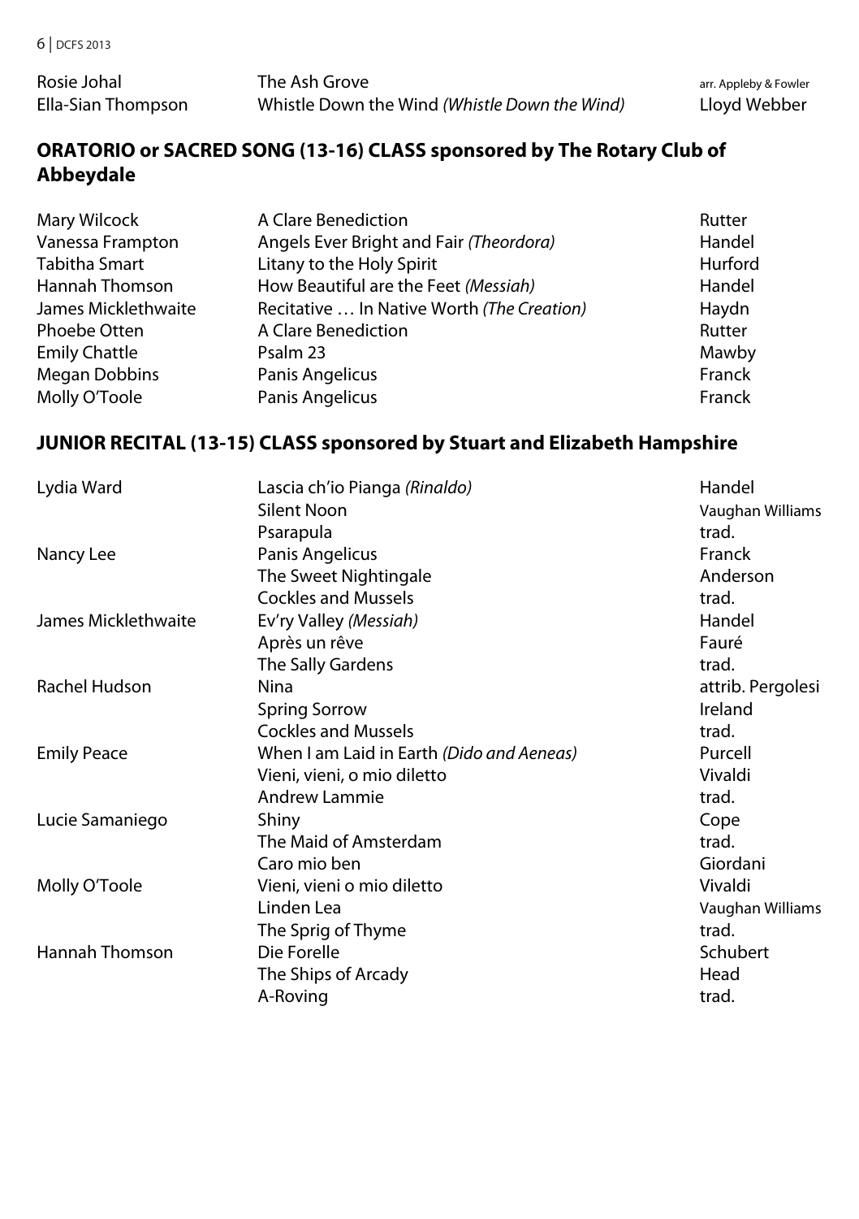| | | |
|---|---|---|
| Rosie Johal | The Ash Grove | arr. Appleby & Fowler |
| Ella-Sian Thompson | Whistle Down the Wind *(Whistle Down the Wind)* | Lloyd Webber |

## ORATORIO or SACRED SONG (13-16) CLASS sponsored by The Rotary Club of Abbeydale

| | | |
|---|---|---|
| Mary Wilcock | A Clare Benediction | Rutter |
| Vanessa Frampton | Angels Ever Bright and Fair *(Theordora)* | Handel |
| Tabitha Smart | Litany to the Holy Spirit | Hurford |
| Hannah Thomson | How Beautiful are the Feet *(Messiah)* | Handel |
| James Micklethwaite | Recitative … In Native Worth *(The Creation)* | Haydn |
| Phoebe Otten | A Clare Benediction | Rutter |
| Emily Chattle | Psalm 23 | Mawby |
| Megan Dobbins | Panis Angelicus | Franck |
| Molly O'Toole | Panis Angelicus | Franck |

## JUNIOR RECITAL (13-15) CLASS sponsored by Stuart and Elizabeth Hampshire

| | | |
|---|---|---|
| Lydia Ward | Lascia ch'io Pianga *(Rinaldo)* | Handel |
| | Silent Noon | Vaughan Williams |
| | Psarapula | trad. |
| Nancy Lee | Panis Angelicus | Franck |
| | The Sweet Nightingale | Anderson |
| | Cockles and Mussels | trad. |
| James Micklethwaite | Ev'ry Valley *(Messiah)* | Handel |
| | Après un rêve | Fauré |
| | The Sally Gardens | trad. |
| Rachel Hudson | Nina | attrib. Pergolesi |
| | Spring Sorrow | Ireland |
| | Cockles and Mussels | trad. |
| Emily Peace | When I am Laid in Earth *(Dido and Aeneas)* | Purcell |
| | Vieni, vieni, o mio diletto | Vivaldi |
| | Andrew Lammie | trad. |
| Lucie Samaniego | Shiny | Cope |
| | The Maid of Amsterdam | trad. |
| | Caro mio ben | Giordani |
| Molly O'Toole | Vieni, vieni o mio diletto | Vivaldi |
| | Linden Lea | Vaughan Williams |
| | The Sprig of Thyme | trad. |
| Hannah Thomson | Die Forelle | Schubert |
| | The Ships of Arcady | Head |
| | A-Roving | trad. |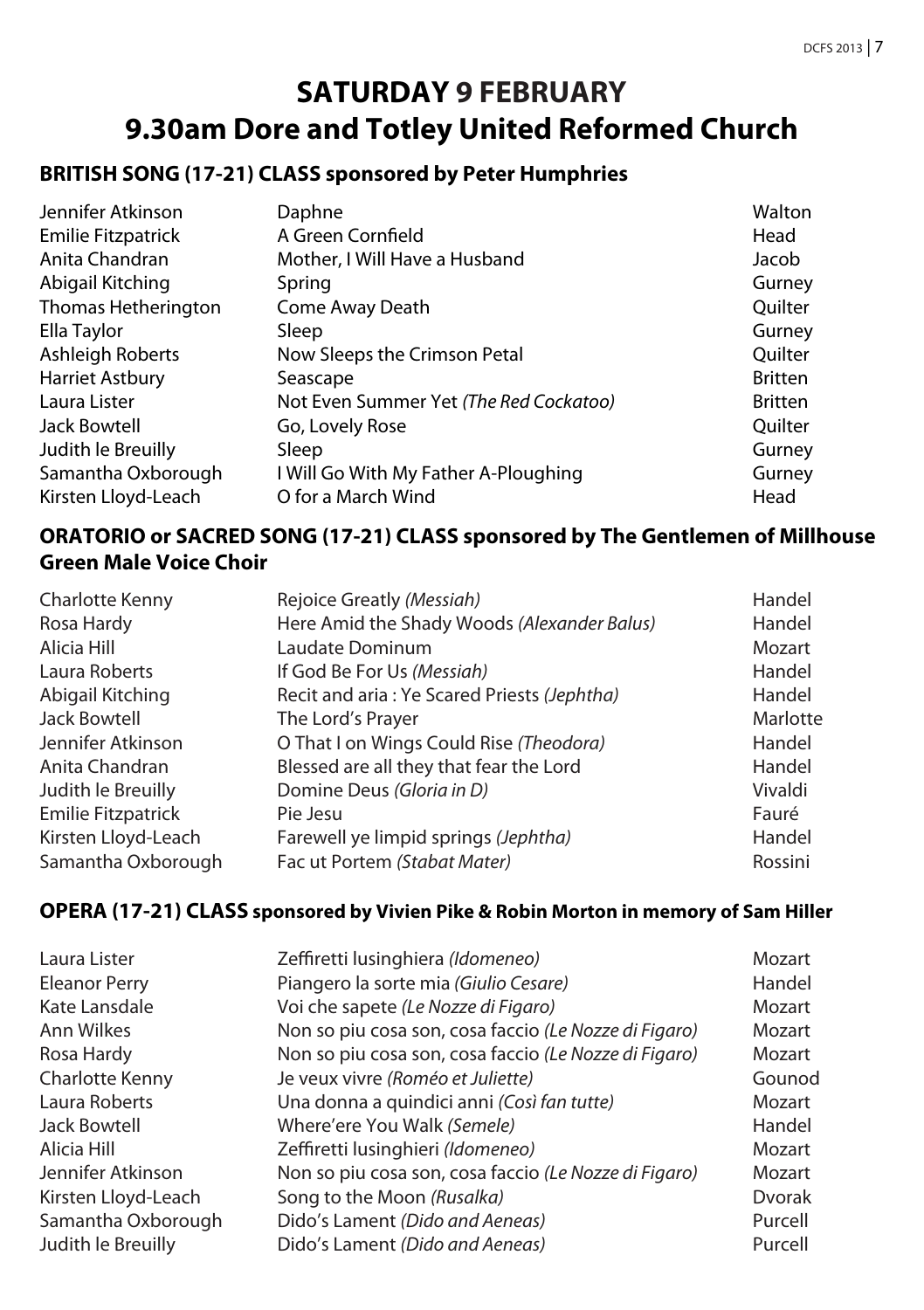# SATURDAY 9 FEBRUARY
# 9.30am Dore and Totley United Reformed Church

## BRITISH SONG (17-21) CLASS sponsored by Peter Humphries

| | | |
|---|---|---|
| Jennifer Atkinson | Daphne | Walton |
| Emilie Fitzpatrick | A Green Cornfield | Head |
| Anita Chandran | Mother, I Will Have a Husband | Jacob |
| Abigail Kitching | Spring | Gurney |
| Thomas Hetherington | Come Away Death | Quilter |
| Ella Taylor | Sleep | Gurney |
| Ashleigh Roberts | Now Sleeps the Crimson Petal | Quilter |
| Harriet Astbury | Seascape | Britten |
| Laura Lister | Not Even Summer Yet *(The Red Cockatoo)* | Britten |
| Jack Bowtell | Go, Lovely Rose | Quilter |
| Judith le Breuilly | Sleep | Gurney |
| Samantha Oxborough | I Will Go With My Father A-Ploughing | Gurney |
| Kirsten Lloyd-Leach | O for a March Wind | Head |

## ORATORIO or SACRED SONG (17-21) CLASS sponsored by The Gentlemen of Millhouse Green Male Voice Choir

| | | |
|---|---|---|
| Charlotte Kenny | Rejoice Greatly *(Messiah)* | Handel |
| Rosa Hardy | Here Amid the Shady Woods *(Alexander Balus)* | Handel |
| Alicia Hill | Laudate Dominum | Mozart |
| Laura Roberts | If God Be For Us *(Messiah)* | Handel |
| Abigail Kitching | Recit and aria : Ye Scared Priests *(Jephtha)* | Handel |
| Jack Bowtell | The Lord's Prayer | Marlotte |
| Jennifer Atkinson | O That I on Wings Could Rise *(Theodora)* | Handel |
| Anita Chandran | Blessed are all they that fear the Lord | Handel |
| Judith le Breuilly | Domine Deus *(Gloria in D)* | Vivaldi |
| Emilie Fitzpatrick | Pie Jesu | Fauré |
| Kirsten Lloyd-Leach | Farewell ye limpid springs *(Jephtha)* | Handel |
| Samantha Oxborough | Fac ut Portem *(Stabat Mater)* | Rossini |

## OPERA (17-21) CLASS sponsored by Vivien Pike & Robin Morton in memory of Sam Hiller

| | | |
|---|---|---|
| Laura Lister | Zeffiretti lusinghiera *(Idomeneo)* | Mozart |
| Eleanor Perry | Piangero la sorte mia *(Giulio Cesare)* | Handel |
| Kate Lansdale | Voi che sapete *(Le Nozze di Figaro)* | Mozart |
| Ann Wilkes | Non so piu cosa son, cosa faccio *(Le Nozze di Figaro)* | Mozart |
| Rosa Hardy | Non so piu cosa son, cosa faccio *(Le Nozze di Figaro)* | Mozart |
| Charlotte Kenny | Je veux vivre *(Roméo et Juliette)* | Gounod |
| Laura Roberts | Una donna a quindici anni *(Così fan tutte)* | Mozart |
| Jack Bowtell | Where'ere You Walk *(Semele)* | Handel |
| Alicia Hill | Zeffiretti lusinghieri *(Idomeneo)* | Mozart |
| Jennifer Atkinson | Non so piu cosa son, cosa faccio *(Le Nozze di Figaro)* | Mozart |
| Kirsten Lloyd-Leach | Song to the Moon *(Rusalka)* | Dvorak |
| Samantha Oxborough | Dido's Lament *(Dido and Aeneas)* | Purcell |
| Judith le Breuilly | Dido's Lament *(Dido and Aeneas)* | Purcell |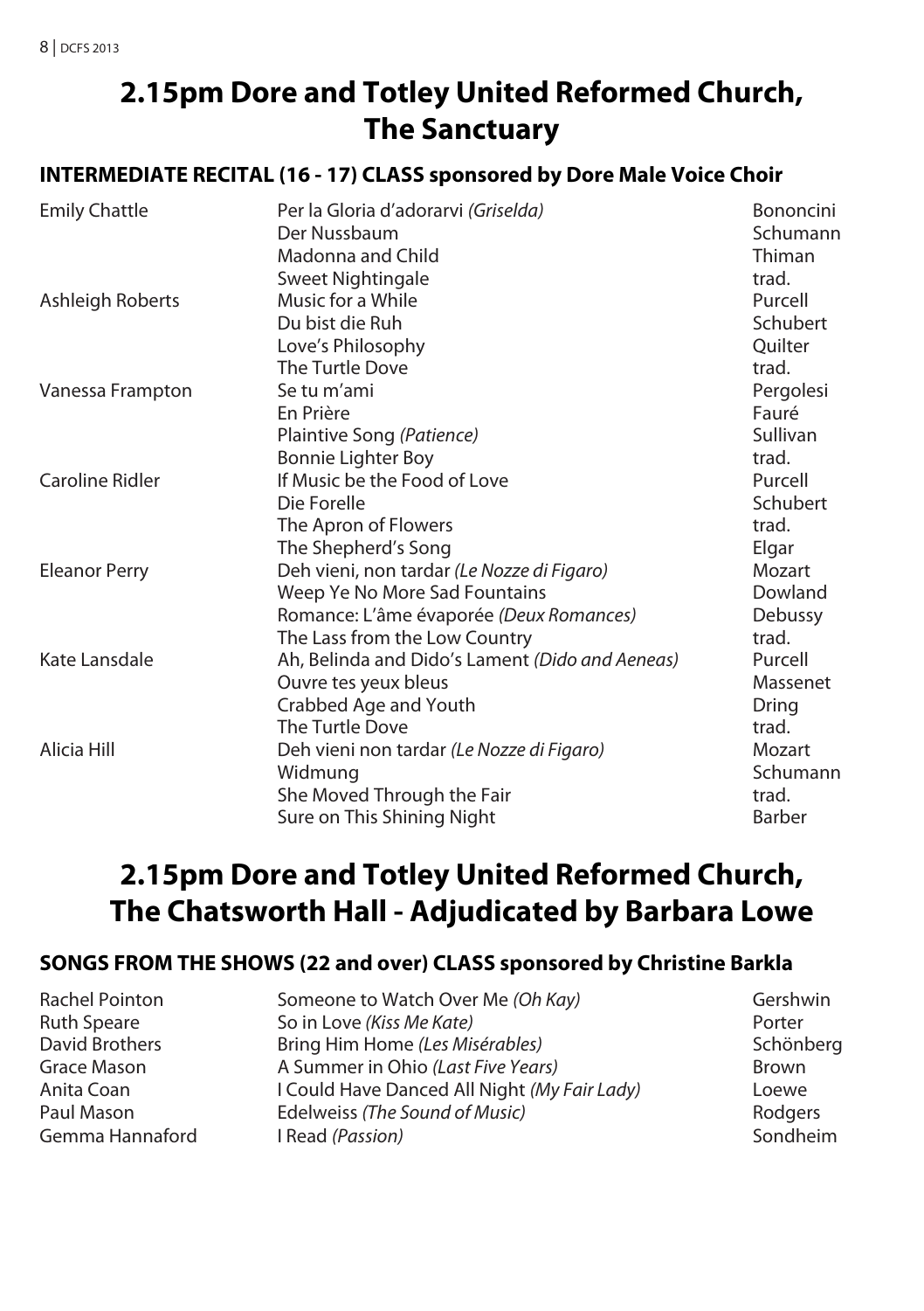# 2.15pm Dore and Totley United Reformed Church, The Sanctuary

### INTERMEDIATE RECITAL (16 - 17) CLASS sponsored by Dore Male Voice Choir

| | | |
|---|---|---|
| Emily Chattle | Per la Gloria d'adorarvi *(Griselda)* | Bononcini |
| | Der Nussbaum | Schumann |
| | Madonna and Child | Thiman |
| | Sweet Nightingale | trad. |
| Ashleigh Roberts | Music for a While | Purcell |
| | Du bist die Ruh | Schubert |
| | Love's Philosophy | Quilter |
| | The Turtle Dove | trad. |
| Vanessa Frampton | Se tu m'ami | Pergolesi |
| | En Prière | Fauré |
| | Plaintive Song *(Patience)* | Sullivan |
| | Bonnie Lighter Boy | trad. |
| Caroline Ridler | If Music be the Food of Love | Purcell |
| | Die Forelle | Schubert |
| | The Apron of Flowers | trad. |
| | The Shepherd's Song | Elgar |
| Eleanor Perry | Deh vieni, non tardar *(Le Nozze di Figaro)* | Mozart |
| | Weep Ye No More Sad Fountains | Dowland |
| | Romance: L'âme évaporée *(Deux Romances)* | Debussy |
| | The Lass from the Low Country | trad. |
| Kate Lansdale | Ah, Belinda and Dido's Lament *(Dido and Aeneas)* | Purcell |
| | Ouvre tes yeux bleus | Massenet |
| | Crabbed Age and Youth | Dring |
| | The Turtle Dove | trad. |
| Alicia Hill | Deh vieni non tardar *(Le Nozze di Figaro)* | Mozart |
| | Widmung | Schumann |
| | She Moved Through the Fair | trad. |
| | Sure on This Shining Night | Barber |

# 2.15pm Dore and Totley United Reformed Church, The Chatsworth Hall - Adjudicated by Barbara Lowe

### SONGS FROM THE SHOWS (22 and over) CLASS sponsored by Christine Barkla

| | | |
|---|---|---|
| Rachel Pointon | Someone to Watch Over Me *(Oh Kay)* | Gershwin |
| Ruth Speare | So in Love *(Kiss Me Kate)* | Porter |
| David Brothers | Bring Him Home *(Les Misérables)* | Schönberg |
| Grace Mason | A Summer in Ohio *(Last Five Years)* | Brown |
| Anita Coan | I Could Have Danced All Night *(My Fair Lady)* | Loewe |
| Paul Mason | Edelweiss *(The Sound of Music)* | Rodgers |
| Gemma Hannaford | I Read *(Passion)* | Sondheim |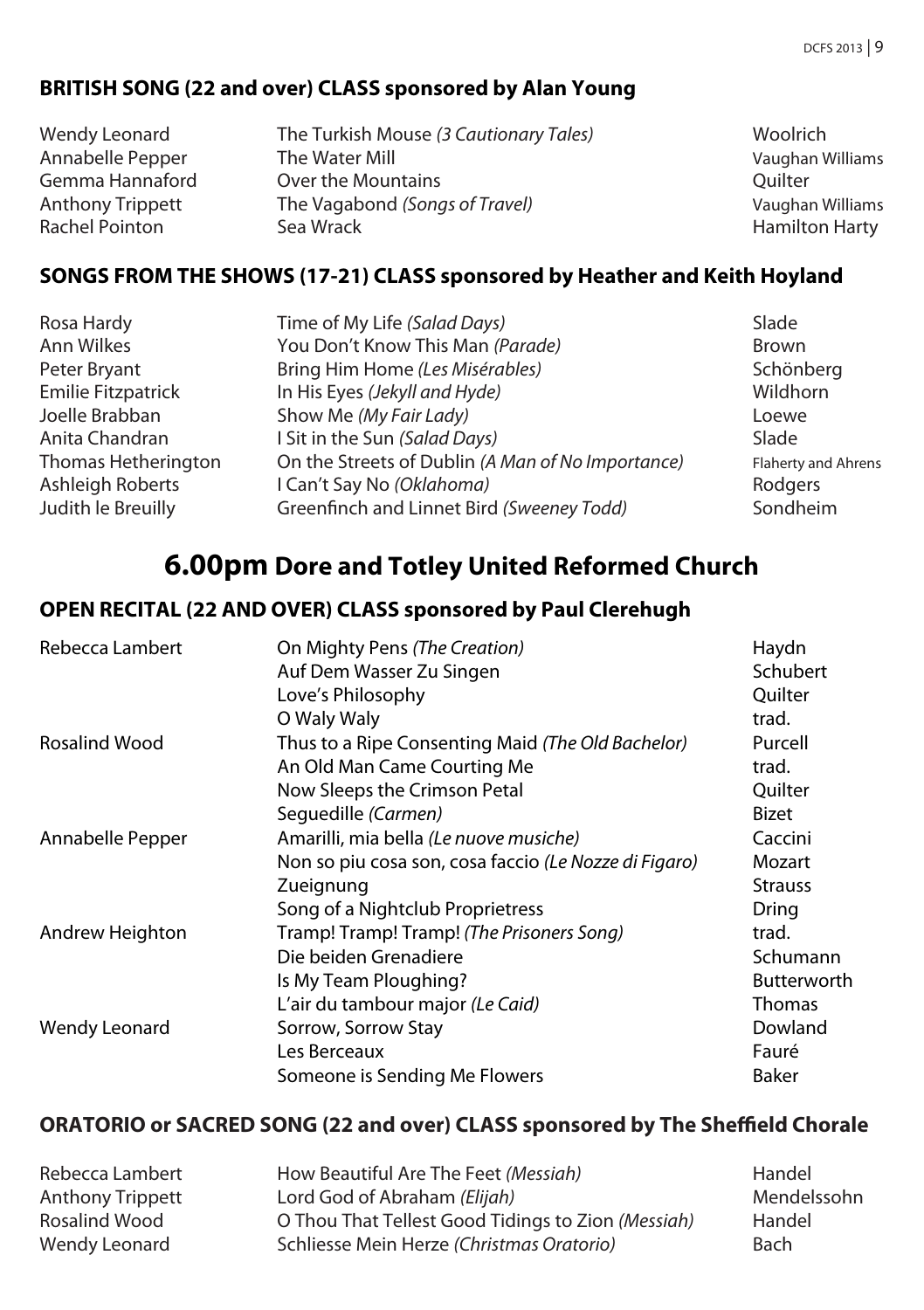### BRITISH SONG (22 and over) CLASS sponsored by Alan Young

| | | |
|---|---|---|
| Wendy Leonard | The Turkish Mouse *(3 Cautionary Tales)* | Woolrich |
| Annabelle Pepper | The Water Mill | Vaughan Williams |
| Gemma Hannaford | Over the Mountains | Quilter |
| Anthony Trippett | The Vagabond *(Songs of Travel)* | Vaughan Williams |
| Rachel Pointon | Sea Wrack | Hamilton Harty |

### SONGS FROM THE SHOWS (17-21) CLASS sponsored by Heather and Keith Hoyland

| | | |
|---|---|---|
| Rosa Hardy | Time of My Life *(Salad Days)* | Slade |
| Ann Wilkes | You Don't Know This Man *(Parade)* | Brown |
| Peter Bryant | Bring Him Home *(Les Misérables)* | Schönberg |
| Emilie Fitzpatrick | In His Eyes *(Jekyll and Hyde)* | Wildhorn |
| Joelle Brabban | Show Me *(My Fair Lady)* | Loewe |
| Anita Chandran | I Sit in the Sun *(Salad Days)* | Slade |
| Thomas Hetherington | On the Streets of Dublin *(A Man of No Importance)* | Flaherty and Ahrens |
| Ashleigh Roberts | I Can't Say No *(Oklahoma)* | Rodgers |
| Judith le Breuilly | Greenfinch and Linnet Bird *(Sweeney Todd)* | Sondheim |

## 6.00pm Dore and Totley United Reformed Church

### OPEN RECITAL (22 AND OVER) CLASS sponsored by Paul Clerehugh

| | | |
|---|---|---|
| Rebecca Lambert | On Mighty Pens *(The Creation)* | Haydn |
| | Auf Dem Wasser Zu Singen | Schubert |
| | Love's Philosophy | Quilter |
| | O Waly Waly | trad. |
| Rosalind Wood | Thus to a Ripe Consenting Maid *(The Old Bachelor)* | Purcell |
| | An Old Man Came Courting Me | trad. |
| | Now Sleeps the Crimson Petal | Quilter |
| | Seguedille *(Carmen)* | Bizet |
| Annabelle Pepper | Amarilli, mia bella *(Le nuove musiche)* | Caccini |
| | Non so piu cosa son, cosa faccio *(Le Nozze di Figaro)* | Mozart |
| | Zueignung | Strauss |
| | Song of a Nightclub Proprietress | Dring |
| Andrew Heighton | Tramp! Tramp! Tramp! *(The Prisoners Song)* | trad. |
| | Die beiden Grenadiere | Schumann |
| | Is My Team Ploughing? | Butterworth |
| | L'air du tambour major *(Le Caid)* | Thomas |
| Wendy Leonard | Sorrow, Sorrow Stay | Dowland |
| | Les Berceaux | Fauré |
| | Someone is Sending Me Flowers | Baker |

### ORATORIO or SACRED SONG (22 and over) CLASS sponsored by The Sheffield Chorale

| | | |
|---|---|---|
| Rebecca Lambert | How Beautiful Are The Feet *(Messiah)* | Handel |
| Anthony Trippett | Lord God of Abraham *(Elijah)* | Mendelssohn |
| Rosalind Wood | O Thou That Tellest Good Tidings to Zion *(Messiah)* | Handel |
| Wendy Leonard | Schliesse Mein Herze *(Christmas Oratorio)* | Bach |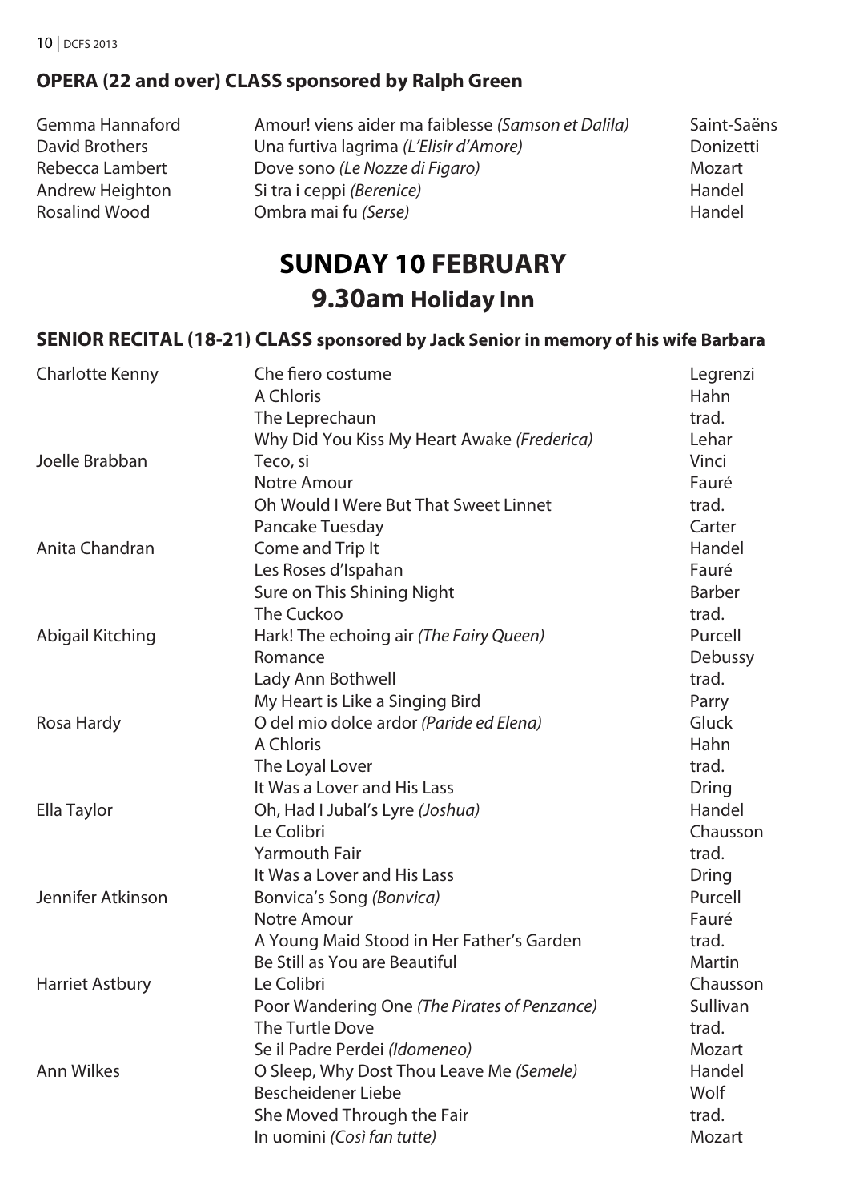### OPERA (22 and over) CLASS sponsored by Ralph Green

| | | |
|---|---|---|
| Gemma Hannaford | Amour! viens aider ma faiblesse *(Samson et Dalila)* | Saint-Saëns |
| David Brothers | Una furtiva lagrima *(L'Elisir d'Amore)* | Donizetti |
| Rebecca Lambert | Dove sono *(Le Nozze di Figaro)* | Mozart |
| Andrew Heighton | Si tra i ceppi *(Berenice)* | Handel |
| Rosalind Wood | Ombra mai fu *(Serse)* | Handel |

# SUNDAY 10 FEBRUARY

## 9.30am Holiday Inn

### SENIOR RECITAL (18-21) CLASS sponsored by Jack Senior in memory of his wife Barbara

| | | |
|---|---|---|
| Charlotte Kenny | Che fiero costume | Legrenzi |
| | A Chloris | Hahn |
| | The Leprechaun | trad. |
| | Why Did You Kiss My Heart Awake *(Frederica)* | Lehar |
| Joelle Brabban | Teco, si | Vinci |
| | Notre Amour | Fauré |
| | Oh Would I Were But That Sweet Linnet | trad. |
| | Pancake Tuesday | Carter |
| Anita Chandran | Come and Trip It | Handel |
| | Les Roses d'Ispahan | Fauré |
| | Sure on This Shining Night | Barber |
| | The Cuckoo | trad. |
| Abigail Kitching | Hark! The echoing air *(The Fairy Queen)* | Purcell |
| | Romance | Debussy |
| | Lady Ann Bothwell | trad. |
| | My Heart is Like a Singing Bird | Parry |
| Rosa Hardy | O del mio dolce ardor *(Paride ed Elena)* | Gluck |
| | A Chloris | Hahn |
| | The Loyal Lover | trad. |
| | It Was a Lover and His Lass | Dring |
| Ella Taylor | Oh, Had I Jubal's Lyre *(Joshua)* | Handel |
| | Le Colibri | Chausson |
| | Yarmouth Fair | trad. |
| | It Was a Lover and His Lass | Dring |
| Jennifer Atkinson | Bonvica's Song *(Bonvica)* | Purcell |
| | Notre Amour | Fauré |
| | A Young Maid Stood in Her Father's Garden | trad. |
| | Be Still as You are Beautiful | Martin |
| Harriet Astbury | Le Colibri | Chausson |
| | Poor Wandering One *(The Pirates of Penzance)* | Sullivan |
| | The Turtle Dove | trad. |
| | Se il Padre Perdei *(Idomeneo)* | Mozart |
| Ann Wilkes | O Sleep, Why Dost Thou Leave Me *(Semele)* | Handel |
| | Bescheidener Liebe | Wolf |
| | She Moved Through the Fair | trad. |
| | In uomini *(Così fan tutte)* | Mozart |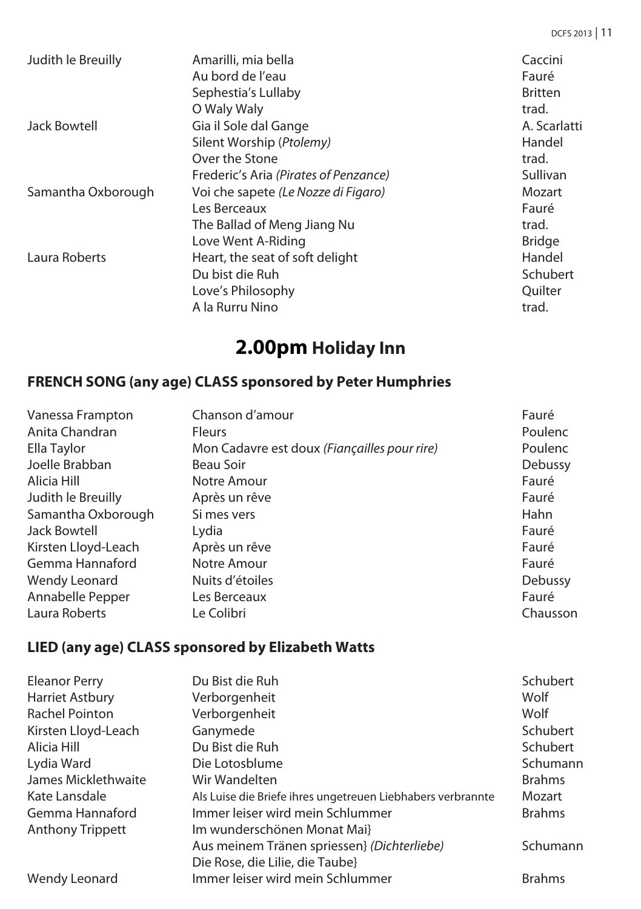| | | |
|---|---|---|
| Judith le Breuilly | Amarilli, mia bella | Caccini |
| | Au bord de l'eau | Fauré |
| | Sephestia's Lullaby | Britten |
| | O Waly Waly | trad. |
| Jack Bowtell | Gia il Sole dal Gange | A. Scarlatti |
| | Silent Worship (*Ptolemy)* | Handel |
| | Over the Stone | trad. |
| | Frederic's Aria *(Pirates of Penzance)* | Sullivan |
| Samantha Oxborough | Voi che sapete *(Le Nozze di Figaro)* | Mozart |
| | Les Berceaux | Fauré |
| | The Ballad of Meng Jiang Nu | trad. |
| | Love Went A-Riding | Bridge |
| Laura Roberts | Heart, the seat of soft delight | Handel |
| | Du bist die Ruh | Schubert |
| | Love's Philosophy | Quilter |
| | A la Rurru Nino | trad. |

# **2.00pm** Holiday Inn

## FRENCH SONG (any age) CLASS sponsored by Peter Humphries

| | | |
|---|---|---|
| Vanessa Frampton | Chanson d'amour | Fauré |
| Anita Chandran | Fleurs | Poulenc |
| Ella Taylor | Mon Cadavre est doux *(Fiançailles pour rire)* | Poulenc |
| Joelle Brabban | Beau Soir | Debussy |
| Alicia Hill | Notre Amour | Fauré |
| Judith le Breuilly | Après un rêve | Fauré |
| Samantha Oxborough | Si mes vers | Hahn |
| Jack Bowtell | Lydia | Fauré |
| Kirsten Lloyd-Leach | Après un rêve | Fauré |
| Gemma Hannaford | Notre Amour | Fauré |
| Wendy Leonard | Nuits d'étoiles | Debussy |
| Annabelle Pepper | Les Berceaux | Fauré |
| Laura Roberts | Le Colibri | Chausson |

## LIED (any age) CLASS sponsored by Elizabeth Watts

| | | |
|---|---|---|
| Eleanor Perry | Du Bist die Ruh | Schubert |
| Harriet Astbury | Verborgenheit | Wolf |
| Rachel Pointon | Verborgenheit | Wolf |
| Kirsten Lloyd-Leach | Ganymede | Schubert |
| Alicia Hill | Du Bist die Ruh | Schubert |
| Lydia Ward | Die Lotosblume | Schumann |
| James Micklethwaite | Wir Wandelten | Brahms |
| Kate Lansdale | Als Luise die Briefe ihres ungetreuen Liebhabers verbrannte | Mozart |
| Gemma Hannaford | Immer leiser wird mein Schlummer | Brahms |
| Anthony Trippett | Im wunderschönen Monat Mai} | |
| | Aus meinem Tränen spriessen} *(Dichterliebe)* | Schumann |
| | Die Rose, die Lilie, die Taube} | |
| Wendy Leonard | Immer leiser wird mein Schlummer | Brahms |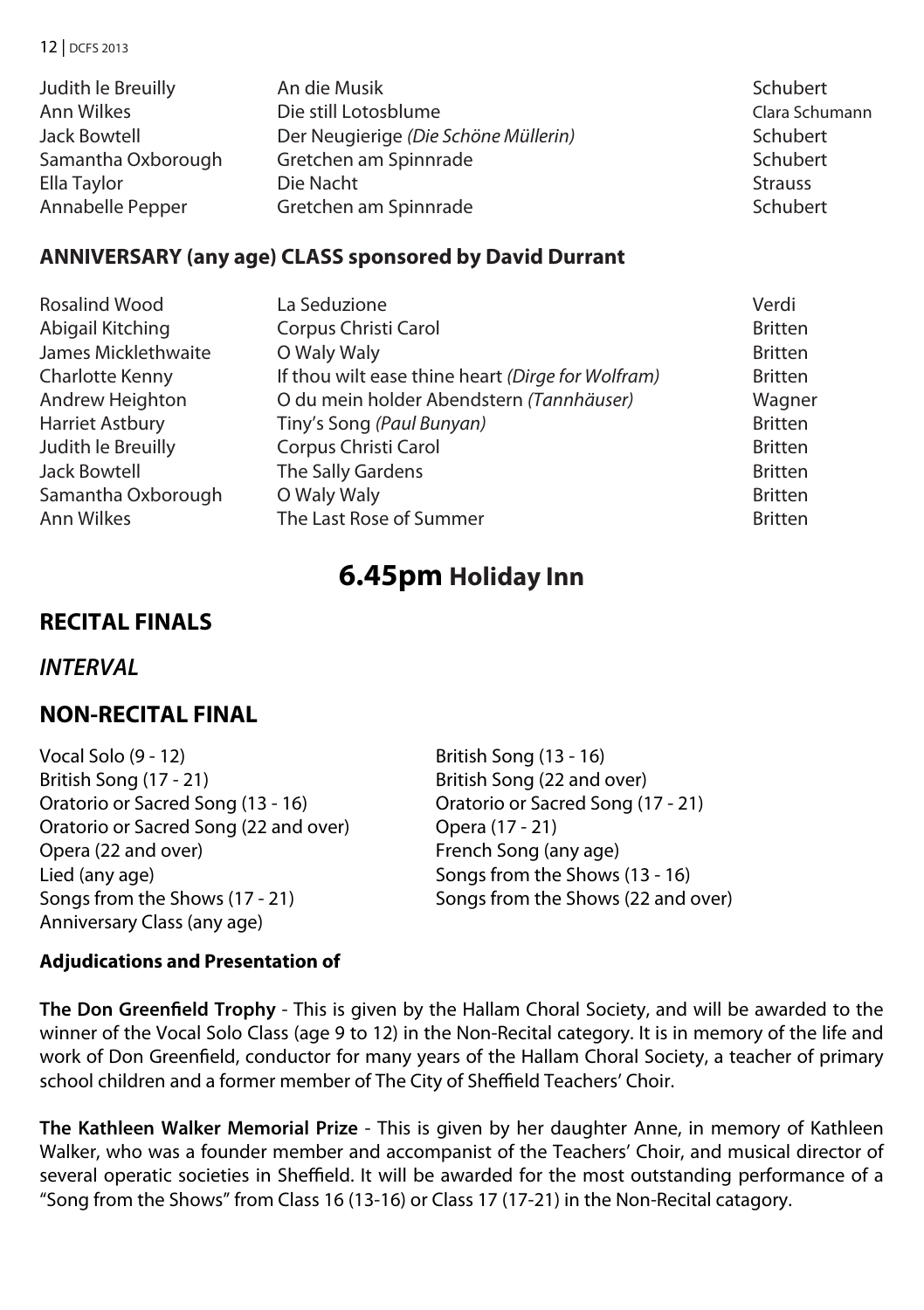| | | |
|---|---|---|
| Judith le Breuilly | An die Musik | Schubert |
| Ann Wilkes | Die still Lotosblume | Clara Schumann |
| Jack Bowtell | Der Neugierige *(Die Schöne Müllerin)* | Schubert |
| Samantha Oxborough | Gretchen am Spinnrade | Schubert |
| Ella Taylor | Die Nacht | Strauss |
| Annabelle Pepper | Gretchen am Spinnrade | Schubert |

### ANNIVERSARY (any age) CLASS sponsored by David Durrant

| | | |
|---|---|---|
| Rosalind Wood | La Seduzione | Verdi |
| Abigail Kitching | Corpus Christi Carol | Britten |
| James Micklethwaite | O Waly Waly | Britten |
| Charlotte Kenny | If thou wilt ease thine heart *(Dirge for Wolfram)* | Britten |
| Andrew Heighton | O du mein holder Abendstern *(Tannhäuser)* | Wagner |
| Harriet Astbury | Tiny's Song *(Paul Bunyan)* | Britten |
| Judith le Breuilly | Corpus Christi Carol | Britten |
| Jack Bowtell | The Sally Gardens | Britten |
| Samantha Oxborough | O Waly Waly | Britten |
| Ann Wilkes | The Last Rose of Summer | Britten |

# 6.45pm Holiday Inn

## RECITAL FINALS

## *INTERVAL*

## NON-RECITAL FINAL

- Vocal Solo (9 - 12)
- British Song (13 - 16)
- British Song (17 - 21)
- British Song (22 and over)
- Oratorio or Sacred Song (13 - 16)
- Oratorio or Sacred Song (17 - 21)
- Oratorio or Sacred Song (22 and over)
- Opera (17 - 21)
- Opera (22 and over)
- French Song (any age)
- Lied (any age)
- Songs from the Shows (13 - 16)
- Songs from the Shows (17 - 21)
- Songs from the Shows (22 and over)
- Anniversary Class (any age)

**Adjudications and Presentation of**

**The Don Greenfield Trophy** - This is given by the Hallam Choral Society, and will be awarded to the winner of the Vocal Solo Class (age 9 to 12) in the Non-Recital category. It is in memory of the life and work of Don Greenfield, conductor for many years of the Hallam Choral Society, a teacher of primary school children and a former member of The City of Sheffield Teachers' Choir.

**The Kathleen Walker Memorial Prize** - This is given by her daughter Anne, in memory of Kathleen Walker, who was a founder member and accompanist of the Teachers' Choir, and musical director of several operatic societies in Sheffield. It will be awarded for the most outstanding performance of a "Song from the Shows" from Class 16 (13-16) or Class 17 (17-21) in the Non-Recital catagory.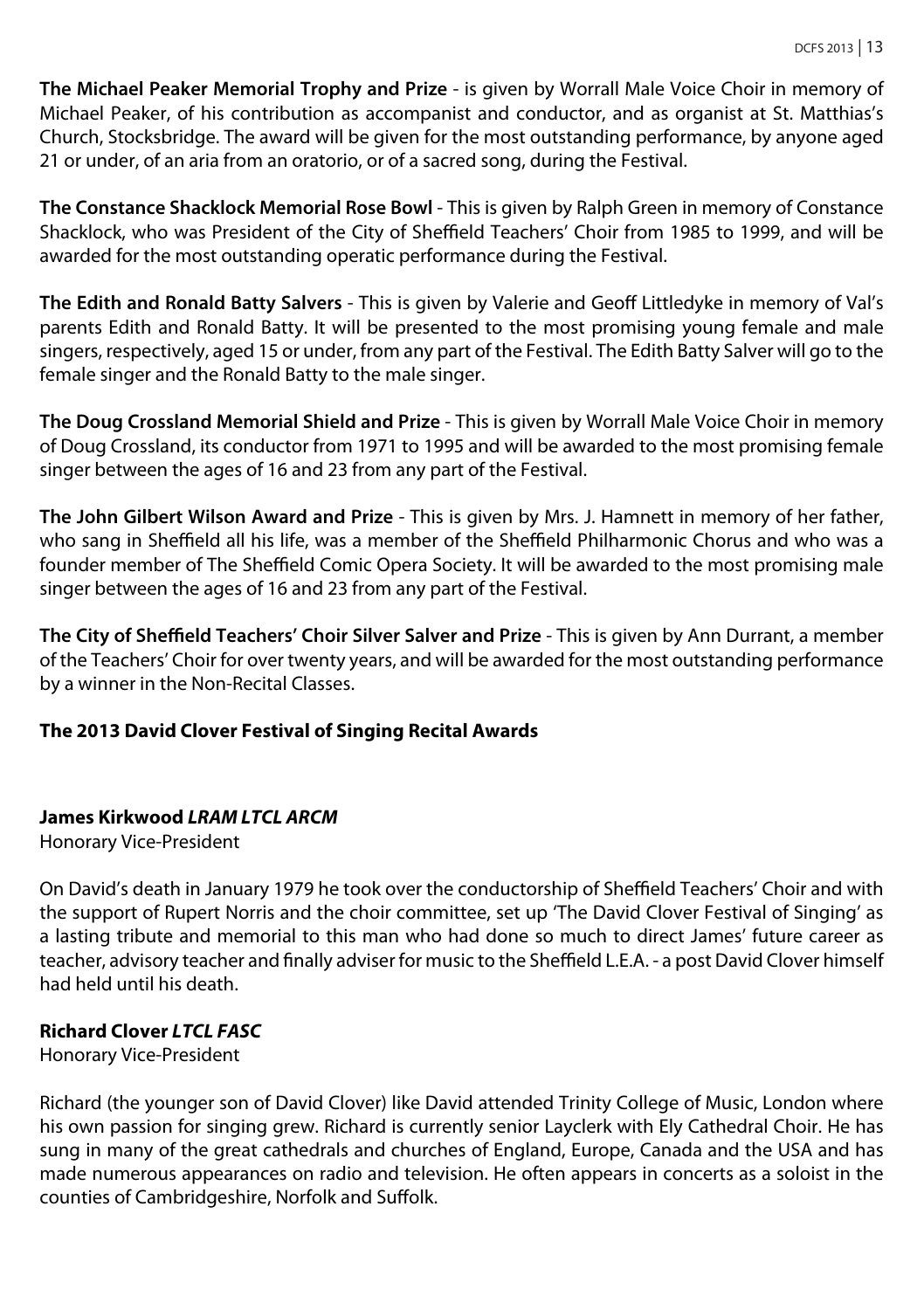**The Michael Peaker Memorial Trophy and Prize** - is given by Worrall Male Voice Choir in memory of Michael Peaker, of his contribution as accompanist and conductor, and as organist at St. Matthias's Church, Stocksbridge. The award will be given for the most outstanding performance, by anyone aged 21 or under, of an aria from an oratorio, or of a sacred song, during the Festival.

**The Constance Shacklock Memorial Rose Bowl** - This is given by Ralph Green in memory of Constance Shacklock, who was President of the City of Sheffield Teachers' Choir from 1985 to 1999, and will be awarded for the most outstanding operatic performance during the Festival.

**The Edith and Ronald Batty Salvers** - This is given by Valerie and Geoff Littledyke in memory of Val's parents Edith and Ronald Batty. It will be presented to the most promising young female and male singers, respectively, aged 15 or under, from any part of the Festival. The Edith Batty Salver will go to the female singer and the Ronald Batty to the male singer.

**The Doug Crossland Memorial Shield and Prize** - This is given by Worrall Male Voice Choir in memory of Doug Crossland, its conductor from 1971 to 1995 and will be awarded to the most promising female singer between the ages of 16 and 23 from any part of the Festival.

**The John Gilbert Wilson Award and Prize** - This is given by Mrs. J. Hamnett in memory of her father, who sang in Sheffield all his life, was a member of the Sheffield Philharmonic Chorus and who was a founder member of The Sheffield Comic Opera Society. It will be awarded to the most promising male singer between the ages of 16 and 23 from any part of the Festival.

**The City of Sheffield Teachers' Choir Silver Salver and Prize** - This is given by Ann Durrant, a member of the Teachers' Choir for over twenty years, and will be awarded for the most outstanding performance by a winner in the Non-Recital Classes.

**The 2013 David Clover Festival of Singing Recital Awards**

**James Kirkwood *LRAM LTCL ARCM***
Honorary Vice-President

On David's death in January 1979 he took over the conductorship of Sheffield Teachers' Choir and with the support of Rupert Norris and the choir committee, set up 'The David Clover Festival of Singing' as a lasting tribute and memorial to this man who had done so much to direct James' future career as teacher, advisory teacher and finally adviser for music to the Sheffield L.E.A. - a post David Clover himself had held until his death.

**Richard Clover *LTCL FASC***
Honorary Vice-President

Richard (the younger son of David Clover) like David attended Trinity College of Music, London where his own passion for singing grew. Richard is currently senior Layclerk with Ely Cathedral Choir. He has sung in many of the great cathedrals and churches of England, Europe, Canada and the USA and has made numerous appearances on radio and television. He often appears in concerts as a soloist in the counties of Cambridgeshire, Norfolk and Suffolk.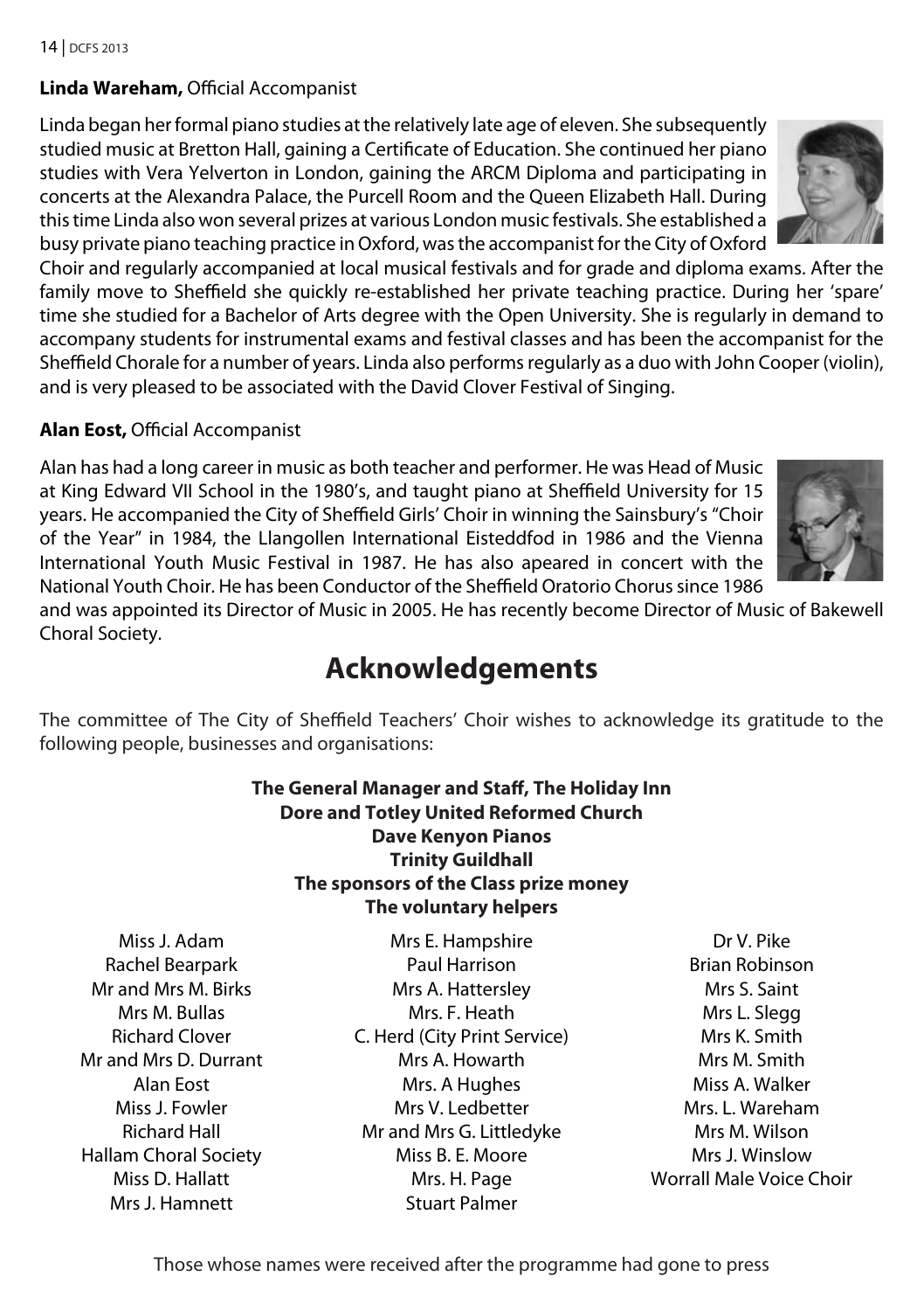**Linda Wareham,** Official Accompanist

Linda began her formal piano studies at the relatively late age of eleven. She subsequently studied music at Bretton Hall, gaining a Certificate of Education. She continued her piano studies with Vera Yelverton in London, gaining the ARCM Diploma and participating in concerts at the Alexandra Palace, the Purcell Room and the Queen Elizabeth Hall. During this time Linda also won several prizes at various London music festivals. She established a busy private piano teaching practice in Oxford, was the accompanist for the City of Oxford Choir and regularly accompanied at local musical festivals and for grade and diploma exams. After the family move to Sheffield she quickly re-established her private teaching practice. During her 'spare' time she studied for a Bachelor of Arts degree with the Open University. She is regularly in demand to accompany students for instrumental exams and festival classes and has been the accompanist for the Sheffield Chorale for a number of years. Linda also performs regularly as a duo with John Cooper (violin), and is very pleased to be associated with the David Clover Festival of Singing.

**Alan Eost,** Official Accompanist

Alan has had a long career in music as both teacher and performer. He was Head of Music at King Edward VII School in the 1980's, and taught piano at Sheffield University for 15 years. He accompanied the City of Sheffield Girls' Choir in winning the Sainsbury's "Choir of the Year" in 1984, the Llangollen International Eisteddfod in 1986 and the Vienna International Youth Music Festival in 1987. He has also apeared in concert with the National Youth Choir. He has been Conductor of the Sheffield Oratorio Chorus since 1986 and was appointed its Director of Music in 2005. He has recently become Director of Music of Bakewell Choral Society.

# Acknowledgements

The committee of The City of Sheffield Teachers' Choir wishes to acknowledge its gratitude to the following people, businesses and organisations:

**The General Manager and Staff, The Holiday Inn**
**Dore and Totley United Reformed Church**
**Dave Kenyon Pianos**
**Trinity Guildhall**
**The sponsors of the Class prize money**
**The voluntary helpers**

Miss J. Adam
Rachel Bearpark
Mr and Mrs M. Birks
Mrs M. Bullas
Richard Clover
Mr and Mrs D. Durrant
Alan Eost
Miss J. Fowler
Richard Hall
Hallam Choral Society
Miss D. Hallatt
Mrs J. Hamnett
Mrs E. Hampshire
Paul Harrison
Mrs A. Hattersley
Mrs. F. Heath
C. Herd (City Print Service)
Mrs A. Howarth
Mrs. A Hughes
Mrs V. Ledbetter
Mr and Mrs G. Littledyke
Miss B. E. Moore
Mrs. H. Page
Stuart Palmer
Dr V. Pike
Brian Robinson
Mrs S. Saint
Mrs L. Slegg
Mrs K. Smith
Mrs M. Smith
Miss A. Walker
Mrs. L. Wareham
Mrs M. Wilson
Mrs J. Winslow
Worrall Male Voice Choir

Those whose names were received after the programme had gone to press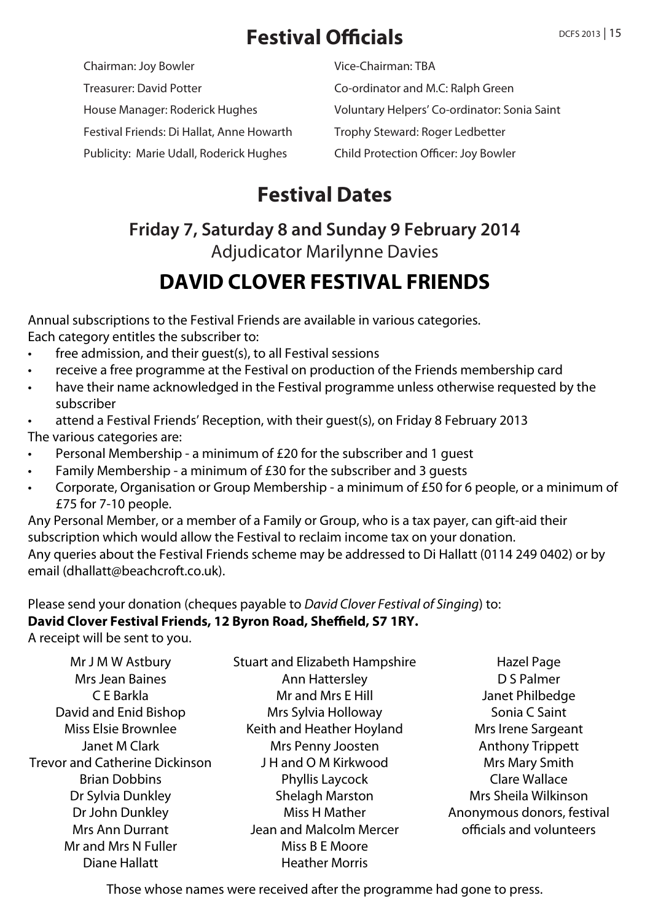# Festival Officials

Chairman: Joy Bowler

Vice-Chairman: TBA

Treasurer: David Potter

Co-ordinator and M.C: Ralph Green

House Manager: Roderick Hughes

Voluntary Helpers' Co-ordinator: Sonia Saint

Festival Friends: Di Hallat, Anne Howarth

Trophy Steward: Roger Ledbetter

Publicity: Marie Udall, Roderick Hughes

Child Protection Officer: Joy Bowler

# Festival Dates

## Friday 7, Saturday 8 and Sunday 9 February 2014

Adjudicator Marilynne Davies

# DAVID CLOVER FESTIVAL FRIENDS

Annual subscriptions to the Festival Friends are available in various categories.
Each category entitles the subscriber to:

- free admission, and their guest(s), to all Festival sessions
- receive a free programme at the Festival on production of the Friends membership card
- have their name acknowledged in the Festival programme unless otherwise requested by the subscriber
- attend a Festival Friends' Reception, with their guest(s), on Friday 8 February 2013

The various categories are:

- Personal Membership - a minimum of £20 for the subscriber and 1 guest
- Family Membership - a minimum of £30 for the subscriber and 3 guests
- Corporate, Organisation or Group Membership - a minimum of £50 for 6 people, or a minimum of £75 for 7-10 people.

Any Personal Member, or a member of a Family or Group, who is a tax payer, can gift-aid their subscription which would allow the Festival to reclaim income tax on your donation.
Any queries about the Festival Friends scheme may be addressed to Di Hallatt (0114 249 0402) or by email (dhallatt@beachcroft.co.uk).

Please send your donation (cheques payable to *David Clover Festival of Singing*) to:
**David Clover Festival Friends, 12 Byron Road, Sheffield, S7 1RY.**
A receipt will be sent to you.

Mr J M W Astbury
Mrs Jean Baines
C E Barkla
David and Enid Bishop
Miss Elsie Brownlee
Janet M Clark
Trevor and Catherine Dickinson
Brian Dobbins
Dr Sylvia Dunkley
Dr John Dunkley
Mrs Ann Durrant
Mr and Mrs N Fuller
Diane Hallatt
Stuart and Elizabeth Hampshire
Ann Hattersley
Mr and Mrs E Hill
Mrs Sylvia Holloway
Keith and Heather Hoyland
Mrs Penny Joosten
J H and O M Kirkwood
Phyllis Laycock
Shelagh Marston
Miss H Mather
Jean and Malcolm Mercer
Miss B E Moore
Heather Morris
Hazel Page
D S Palmer
Janet Philbedge
Sonia C Saint
Mrs Irene Sargeant
Anthony Trippett
Mrs Mary Smith
Clare Wallace
Mrs Sheila Wilkinson
Anonymous donors, festival officials and volunteers

Those whose names were received after the programme had gone to press.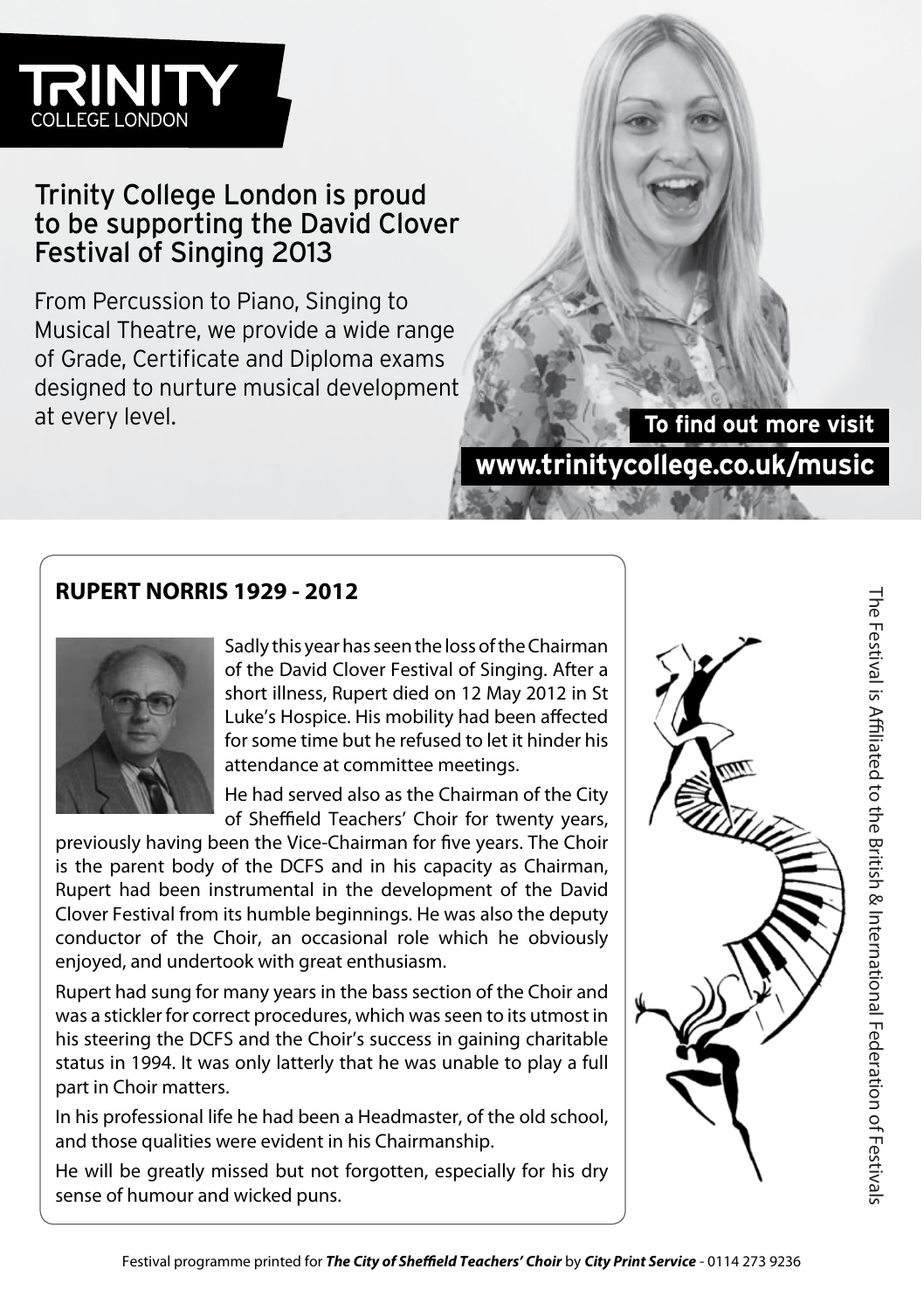TRINITY
COLLEGE LONDON

## Trinity College London is proud to be supporting the David Clover Festival of Singing 2013

From Percussion to Piano, Singing to Musical Theatre, we provide a wide range of Grade, Certificate and Diploma exams designed to nurture musical development at every level.

**To find out more visit**
**www.trinitycollege.co.uk/music**

## RUPERT NORRIS 1929 - 2012

Sadly this year has seen the loss of the Chairman of the David Clover Festival of Singing. After a short illness, Rupert died on 12 May 2012 in St Luke's Hospice. His mobility had been affected for some time but he refused to let it hinder his attendance at committee meetings.

He had served also as the Chairman of the City of Sheffield Teachers' Choir for twenty years, previously having been the Vice-Chairman for five years. The Choir is the parent body of the DCFS and in his capacity as Chairman, Rupert had been instrumental in the development of the David Clover Festival from its humble beginnings. He was also the deputy conductor of the Choir, an occasional role which he obviously enjoyed, and undertook with great enthusiasm.

Rupert had sung for many years in the bass section of the Choir and was a stickler for correct procedures, which was seen to its utmost in his steering the DCFS and the Choir's success in gaining charitable status in 1994. It was only latterly that he was unable to play a full part in Choir matters.

In his professional life he had been a Headmaster, of the old school, and those qualities were evident in his Chairmanship.

He will be greatly missed but not forgotten, especially for his dry sense of humour and wicked puns.

The Festival is Affiliated to the British & International Federation of Festivals

Festival programme printed for ***The City of Sheffield Teachers' Choir*** by ***City Print Service*** - 0114 273 9236